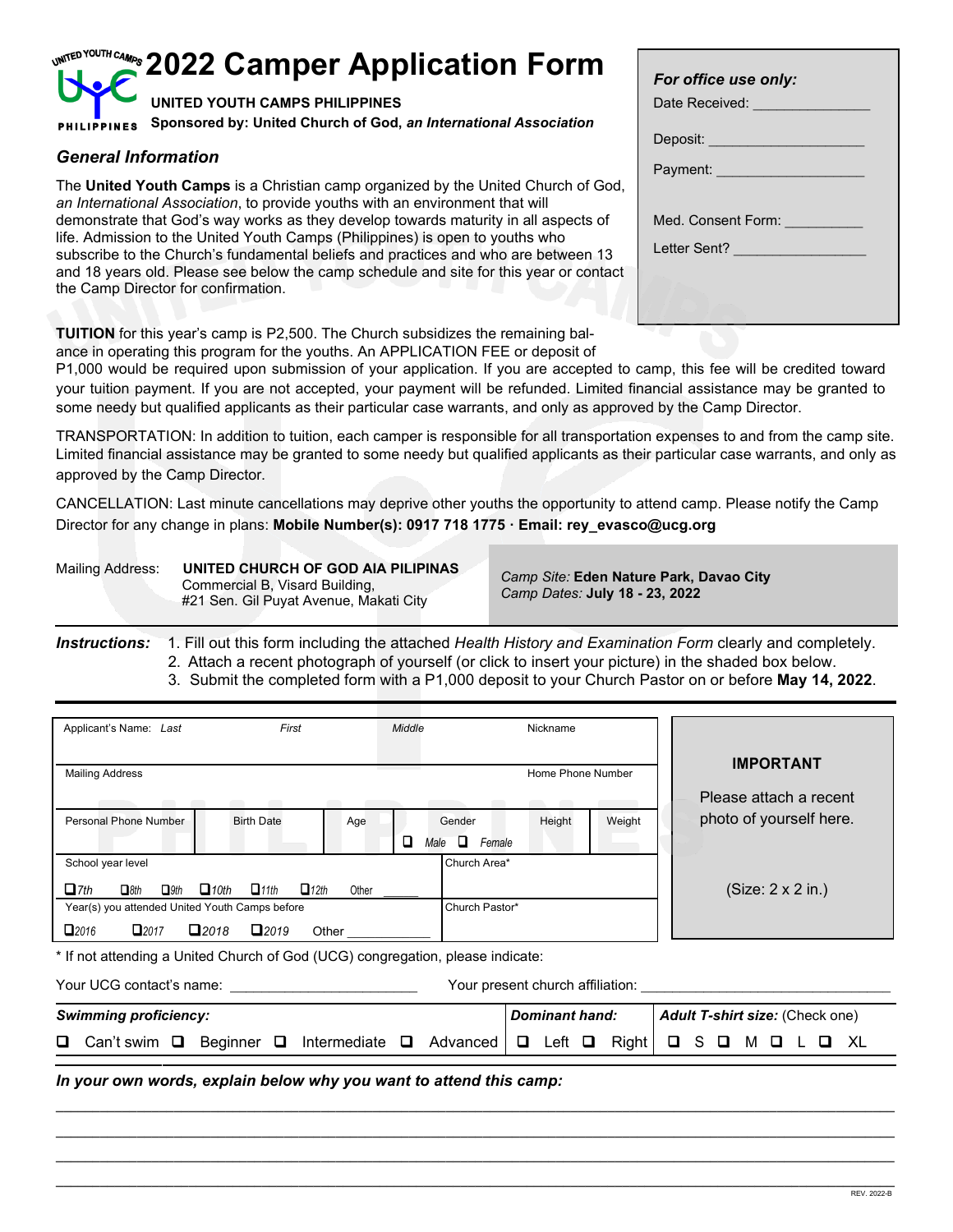# 2022 Camper Application Form

**UNITED YOUTH CAMPS PHILIPPINES**

**Sponsored by: United Church of God,** ***an International Association***

| *For office use only:* | |
|---|---|
| Date Received: | |
| Deposit: | |
| Payment: | |
| Med. Consent Form: | |
| Letter Sent? | |

## *General Information*

The **United Youth Camps** is a Christian camp organized by the United Church of God, *an International Association*, to provide youths with an environment that will demonstrate that God's way works as they develop towards maturity in all aspects of life. Admission to the United Youth Camps (Philippines) is open to youths who subscribe to the Church's fundamental beliefs and practices and who are between 13 and 18 years old. Please see below the camp schedule and site for this year or contact the Camp Director for confirmation.

**TUITION** for this year's camp is P2,500. The Church subsidizes the remaining balance in operating this program for the youths. An APPLICATION FEE or deposit of P1,000 would be required upon submission of your application. If you are accepted to camp, this fee will be credited toward your tuition payment. If you are not accepted, your payment will be refunded. Limited financial assistance may be granted to some needy but qualified applicants as their particular case warrants, and only as approved by the Camp Director.

TRANSPORTATION: In addition to tuition, each camper is responsible for all transportation expenses to and from the camp site. Limited financial assistance may be granted to some needy but qualified applicants as their particular case warrants, and only as approved by the Camp Director.

CANCELLATION: Last minute cancellations may deprive other youths the opportunity to attend camp. Please notify the Camp Director for any change in plans: **Mobile Number(s): 0917 718 1775 · Email: rey_evasco@ucg.org**

Mailing Address: **UNITED CHURCH OF GOD AIA PILIPINAS**
Commercial B, Visard Building,
#21 Sen. Gil Puyat Avenue, Makati City

*Camp Site:* **Eden Nature Park, Davao City**
*Camp Dates:* **July 18 - 23, 2022**

***Instructions:***
1. Fill out this form including the attached *Health History and Examination Form* clearly and completely.
2. Attach a recent photograph of yourself (or click to insert your picture) in the shaded box below.
3. Submit the completed form with a P1,000 deposit to your Church Pastor on or before **May 14, 2022**.

| Applicant's Name: *Last* | *First* | *Middle* | | Nickname | |
|---|---|---|---|---|---|
| Mailing Address | | | | Home Phone Number | |
| Personal Phone Number | Birth Date | Age | Gender ☐ *Male* ☐ *Female* | Height | Weight |
| School year level ☐ *7th* ☐ *8th* ☐ *9th* ☐ *10th* ☐ *11th* ☐ *12th* Other ______ | | | Church Area* | | |
| Year(s) you attended United Youth Camps before ☐ *2016* ☐ *2017* ☐ *2018* ☐ *2019* Other __________ | | | Church Pastor* | | |

**IMPORTANT**

Please attach a recent photo of yourself here.

(Size: 2 x 2 in.)

\* If not attending a United Church of God (UCG) congregation, please indicate:

Your UCG contact's name: ______________________ Your present church affiliation: ______________________________

| ***Swimming proficiency:*** | ***Dominant hand:*** | ***Adult T-shirt size:*** (Check one) |
|---|---|---|
| ☐ Can't swim ☐ Beginner ☐ Intermediate ☐ Advanced | ☐ Left ☐ Right | ☐ S ☐ M ☐ L ☐ XL |

***In your own words, explain below why you want to attend this camp:***

_______________________________________________________________________________

_______________________________________________________________________________

_______________________________________________________________________________

_______________________________________________________________________________

REV. 2022-B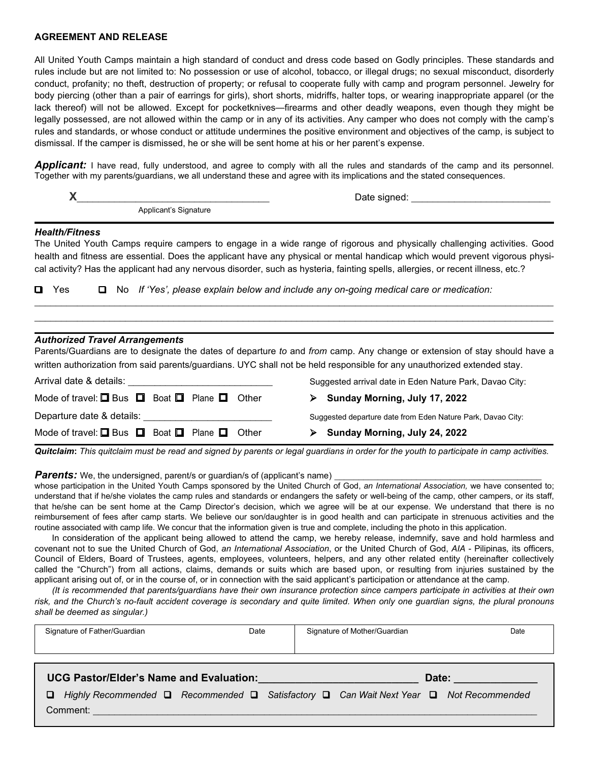## AGREEMENT AND RELEASE

All United Youth Camps maintain a high standard of conduct and dress code based on Godly principles. These standards and rules include but are not limited to: No possession or use of alcohol, tobacco, or illegal drugs; no sexual misconduct, disorderly conduct, profanity; no theft, destruction of property; or refusal to cooperate fully with camp and program personnel. Jewelry for body piercing (other than a pair of earrings for girls), short shorts, midriffs, halter tops, or wearing inappropriate apparel (or the lack thereof) will not be allowed. Except for pocketknives—firearms and other deadly weapons, even though they might be legally possessed, are not allowed within the camp or in any of its activities. Any camper who does not comply with the camp's rules and standards, or whose conduct or attitude undermines the positive environment and objectives of the camp, is subject to dismissal. If the camper is dismissed, he or she will be sent home at his or her parent's expense.

***Applicant:*** I have read, fully understood, and agree to comply with all the rules and standards of the camp and its personnel. Together with my parents/guardians, we all understand these and agree with its implications and the stated consequences.

**X**__________________________________ Date signed: __________________________

Applicant's Signature

### *Health/Fitness*

The United Youth Camps require campers to engage in a wide range of rigorous and physically challenging activities. Good health and fitness are essential. Does the applicant have any physical or mental handicap which would prevent vigorous physical activity? Has the applicant had any nervous disorder, such as hysteria, fainting spells, allergies, or recent illness, etc.?

☐ Yes ☐ No *If 'Yes', please explain below and include any on-going medical care or medication:*

______________________________________________________________________________________________

______________________________________________________________________________________________

### *Authorized Travel Arrangements*

Parents/Guardians are to designate the dates of departure *to* and *from* camp. Any change or extension of stay should have a written authorization from said parents/guardians. UYC shall not be held responsible for any unauthorized extended stay.

Arrival date & details: ___________________________

Mode of travel: ☐ Bus ☐ Boat ☐ Plane ☐ Other

Departure date & details: ________________________

Mode of travel: ☐ Bus ☐ Boat ☐ Plane ☐ Other

Suggested arrival date in Eden Nature Park, Davao City:

- **Sunday Morning, July 17, 2022**

Suggested departure date from Eden Nature Park, Davao City:

- **Sunday Morning, July 24, 2022**

***Quitclaim***: *This quitclaim must be read and signed by parents or legal guardians in order for the youth to participate in camp activities.*

***Parents:*** We, the undersigned, parent/s or guardian/s of (applicant's name) ________________________________________ whose participation in the United Youth Camps sponsored by the United Church of God, *an International Association,* we have consented to; understand that if he/she violates the camp rules and standards or endangers the safety or well-being of the camp, other campers, or its staff, that he/she can be sent home at the Camp Director's decision, which we agree will be at our expense. We understand that there is no reimbursement of fees after camp starts. We believe our son/daughter is in good health and can participate in strenuous activities and the routine associated with camp life. We concur that the information given is true and complete, including the photo in this application.

In consideration of the applicant being allowed to attend the camp, we hereby release, indemnify, save and hold harmless and covenant not to sue the United Church of God, *an International Association*, or the United Church of God, *AIA* - Pilipinas*,* its officers, Council of Elders, Board of Trustees, agents, employees, volunteers, helpers, and any other related entity (hereinafter collectively called the "Church") from all actions, claims, demands or suits which are based upon, or resulting from injuries sustained by the applicant arising out of, or in the course of, or in connection with the said applicant's participation or attendance at the camp.

*(It is recommended that parents/guardians have their own insurance protection since campers participate in activities at their own risk, and the Church's no-fault accident coverage is secondary and quite limited. When only one guardian signs, the plural pronouns shall be deemed as singular.)*

| Signature of Father/Guardian | Date | Signature of Mother/Guardian | Date |
| --- | --- | --- | --- |
| | | | |

**UCG Pastor/Elder's Name and Evaluation:**___________________________ **Date:** ______________

☐ *Highly Recommended* ☐ *Recommended* ☐ *Satisfactory* ☐ *Can Wait Next Year* ☐ *Not Recommended*

Comment: ______________________________________________________________________________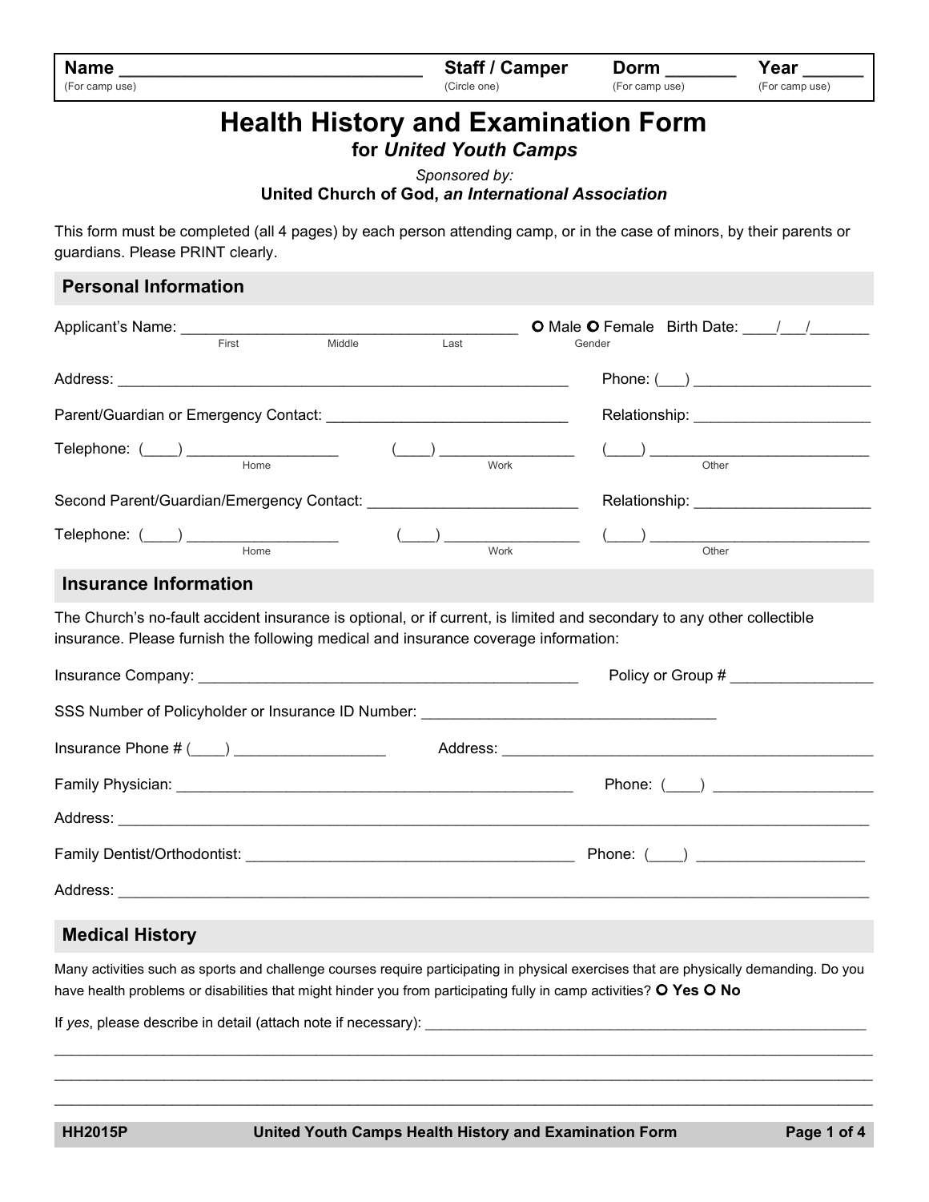| **Name** ______________________________ (For camp use) | **Staff / Camper** (Circle one) | **Dorm** _______ (For camp use) | **Year** ______ (For camp use) |
|---|---|---|---|

# Health History and Examination Form

## for *United Youth Camps*

*Sponsored by:*

**United Church of God, *an International Association***

This form must be completed (all 4 pages) by each person attending camp, or in the case of minors, by their parents or guardians. Please PRINT clearly.

## Personal Information

Applicant's Name: _________________________________________ (First / Middle / Last) ○ Male ○ Female (Gender) Birth Date: ____/___/_______

Address: ________________________________________________________ Phone: (___) ______________________

Parent/Guardian or Emergency Contact: _____________________________ Relationship: ______________________

Telephone: (____) __________________ (Home) (____) ________________ (Work) (____) ___________________________ (Other)

Second Parent/Guardian/Emergency Contact: _________________________ Relationship: ______________________

Telephone: (____) __________________ (Home) (____) ________________ (Work) (____) ___________________________ (Other)

## Insurance Information

The Church's no-fault accident insurance is optional, or if current, is limited and secondary to any other collectible insurance. Please furnish the following medical and insurance coverage information:

Insurance Company: ________________________________________________ Policy or Group # _________________

SSS Number of Policyholder or Insurance ID Number: ___________________________________

Insurance Phone # (____) __________________ Address: _____________________________________________

Family Physician: _________________________________________________ Phone: (____) ___________________

Address: _______________________________________________________________________________________

Family Dentist/Orthodontist: _________________________________________ Phone: (____) ____________________

Address: _______________________________________________________________________________________

## Medical History

Many activities such as sports and challenge courses require participating in physical exercises that are physically demanding. Do you have health problems or disabilities that might hinder you from participating fully in camp activities? ○ **Yes** ○ **No**

If *yes*, please describe in detail (attach note if necessary): _________________________________________________________

_______________________________________________________________________________________________

_______________________________________________________________________________________________

_______________________________________________________________________________________________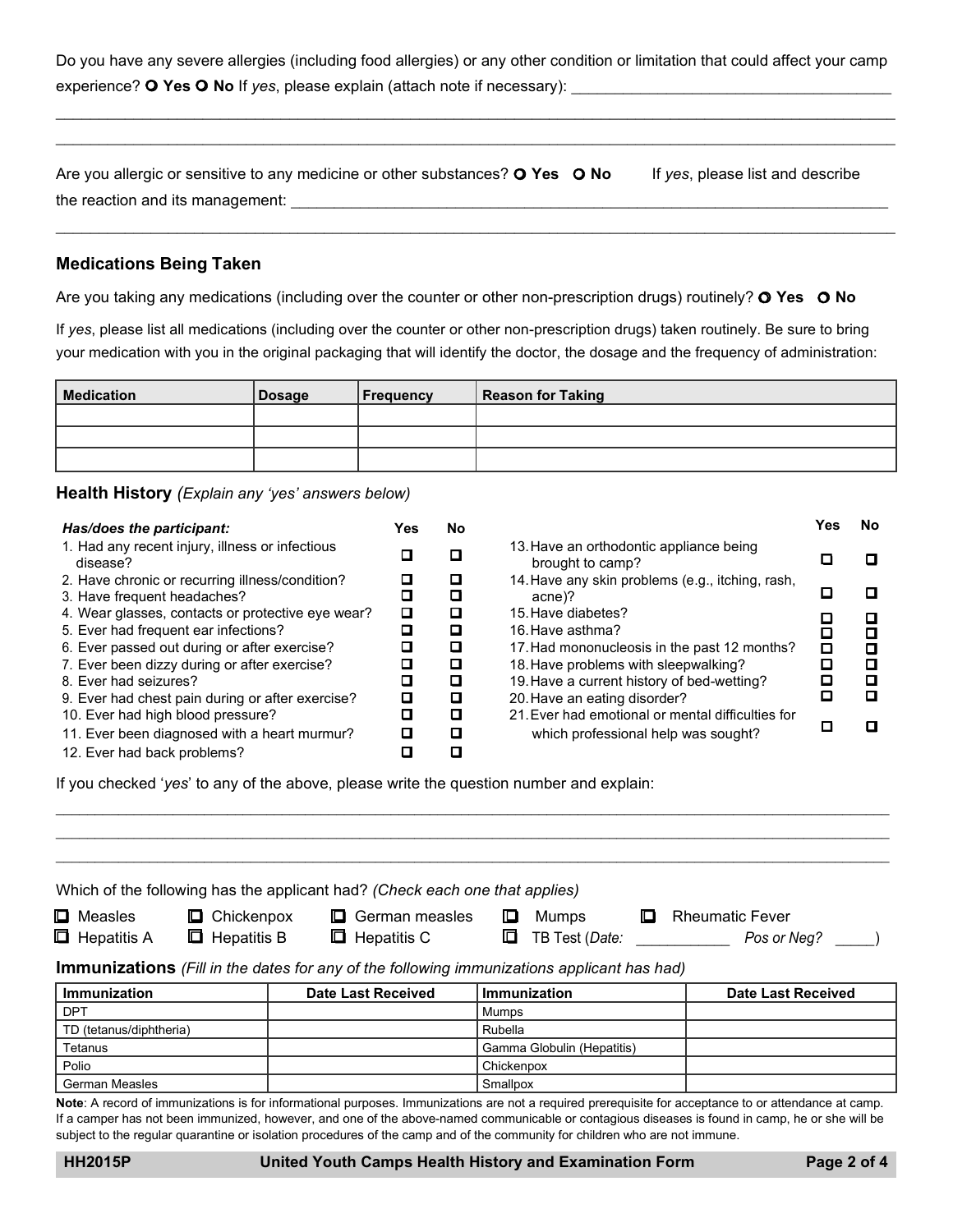Do you have any severe allergies (including food allergies) or any other condition or limitation that could affect your camp experience? ○ **Yes** ○ **No** If *yes*, please explain (attach note if necessary): ______________________________________

_____________________________________________________________________________________________

_____________________________________________________________________________________________

Are you allergic or sensitive to any medicine or other substances? ○ **Yes** ○ **No** If *yes*, please list and describe the reaction and its management: ______________________________________________________________________

_____________________________________________________________________________________________

## Medications Being Taken

Are you taking any medications (including over the counter or other non-prescription drugs) routinely? ○ **Yes** ○ **No**

If *yes*, please list all medications (including over the counter or other non-prescription drugs) taken routinely. Be sure to bring your medication with you in the original packaging that will identify the doctor, the dosage and the frequency of administration:

| Medication | Dosage | Frequency | Reason for Taking |
|---|---|---|---|
| | | | |
| | | | |
| | | | |

## Health History *(Explain any 'yes' answers below)*

| *Has/does the participant:* | Yes | No |
|---|---|---|
| 1. Had any recent injury, illness or infectious disease? | ☐ | ☐ |
| 2. Have chronic or recurring illness/condition? | ☐ | ☐ |
| 3. Have frequent headaches? | ☐ | ☐ |
| 4. Wear glasses, contacts or protective eye wear? | ☐ | ☐ |
| 5. Ever had frequent ear infections? | ☐ | ☐ |
| 6. Ever passed out during or after exercise? | ☐ | ☐ |
| 7. Ever been dizzy during or after exercise? | ☐ | ☐ |
| 8. Ever had seizures? | ☐ | ☐ |
| 9. Ever had chest pain during or after exercise? | ☐ | ☐ |
| 10. Ever had high blood pressure? | ☐ | ☐ |
| 11. Ever been diagnosed with a heart murmur? | ☐ | ☐ |
| 12. Ever had back problems? | ☐ | ☐ |
| 13. Have an orthodontic appliance being brought to camp? | ☐ | ☐ |
| 14. Have any skin problems (e.g., itching, rash, acne)? | ☐ | ☐ |
| 15. Have diabetes? | ☐ | ☐ |
| 16. Have asthma? | ☐ | ☐ |
| 17. Had mononucleosis in the past 12 months? | ☐ | ☐ |
| 18. Have problems with sleepwalking? | ☐ | ☐ |
| 19. Have a current history of bed-wetting? | ☐ | ☐ |
| 20. Have an eating disorder? | ☐ | ☐ |
| 21. Ever had emotional or mental difficulties for which professional help was sought? | ☐ | ☐ |

If you checked '*yes*' to any of the above, please write the question number and explain:

_____________________________________________________________________________________________

_____________________________________________________________________________________________

_____________________________________________________________________________________________

Which of the following has the applicant had? *(Check each one that applies)*

☐ Measles ☐ Chickenpox ☐ German measles ☐ Mumps ☐ Rheumatic Fever
☐ Hepatitis A ☐ Hepatitis B ☐ Hepatitis C ☐ TB Test (*Date:* ___________ *Pos or Neg?* _____)

## Immunizations *(Fill in the dates for any of the following immunizations applicant has had)*

| Immunization | Date Last Received | Immunization | Date Last Received |
|---|---|---|---|
| DPT | | Mumps | |
| TD (tetanus/diphtheria) | | Rubella | |
| Tetanus | | Gamma Globulin (Hepatitis) | |
| Polio | | Chickenpox | |
| German Measles | | Smallpox | |

**Note**: A record of immunizations is for informational purposes. Immunizations are not a required prerequisite for acceptance to or attendance at camp. If a camper has not been immunized, however, and one of the above-named communicable or contagious diseases is found in camp, he or she will be subject to the regular quarantine or isolation procedures of the camp and of the community for children who are not immune.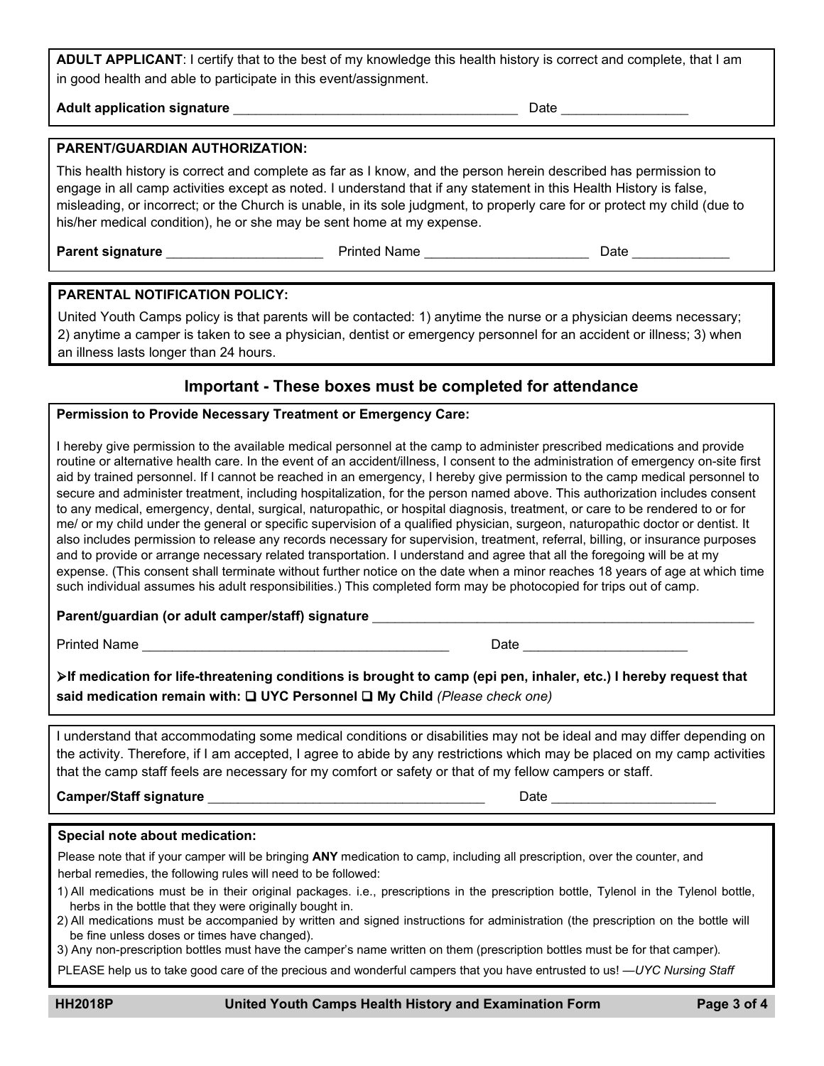**ADULT APPLICANT**: I certify that to the best of my knowledge this health history is correct and complete, that I am in good health and able to participate in this event/assignment.

**Adult application signature** ______________________________________ Date ________________

**PARENT/GUARDIAN AUTHORIZATION:**

This health history is correct and complete as far as I know, and the person herein described has permission to engage in all camp activities except as noted. I understand that if any statement in this Health History is false, misleading, or incorrect; or the Church is unable, in its sole judgment, to properly care for or protect my child (due to his/her medical condition), he or she may be sent home at my expense.

**Parent signature** _____________________ Printed Name ______________________ Date _____________

**PARENTAL NOTIFICATION POLICY:**

United Youth Camps policy is that parents will be contacted: 1) anytime the nurse or a physician deems necessary; 2) anytime a camper is taken to see a physician, dentist or emergency personnel for an accident or illness; 3) when an illness lasts longer than 24 hours.

## Important - These boxes must be completed for attendance

**Permission to Provide Necessary Treatment or Emergency Care:**

I hereby give permission to the available medical personnel at the camp to administer prescribed medications and provide routine or alternative health care. In the event of an accident/illness, I consent to the administration of emergency on-site first aid by trained personnel. If I cannot be reached in an emergency, I hereby give permission to the camp medical personnel to secure and administer treatment, including hospitalization, for the person named above. This authorization includes consent to any medical, emergency, dental, surgical, naturopathic, or hospital diagnosis, treatment, or care to be rendered to or for me/ or my child under the general or specific supervision of a qualified physician, surgeon, naturopathic doctor or dentist. It also includes permission to release any records necessary for supervision, treatment, referral, billing, or insurance purposes and to provide or arrange necessary related transportation. I understand and agree that all the foregoing will be at my expense. (This consent shall terminate without further notice on the date when a minor reaches 18 years of age at which time such individual assumes his adult responsibilities.) This completed form may be photocopied for trips out of camp.

**Parent/guardian (or adult camper/staff) signature** ____________________________________________________

Printed Name _________________________________________ Date _____________________

➢**If medication for life-threatening conditions is brought to camp (epi pen, inhaler, etc.) I hereby request that said medication remain with: ❑ UYC Personnel ❑ My Child** *(Please check one)*

I understand that accommodating some medical conditions or disabilities may not be ideal and may differ depending on the activity. Therefore, if I am accepted, I agree to abide by any restrictions which may be placed on my camp activities that the camp staff feels are necessary for my comfort or safety or that of my fellow campers or staff.

**Camper/Staff signature** _____________________________________ Date _____________________

**Special note about medication:**

Please note that if your camper will be bringing **ANY** medication to camp, including all prescription, over the counter, and herbal remedies, the following rules will need to be followed:

1) All medications must be in their original packages. i.e., prescriptions in the prescription bottle, Tylenol in the Tylenol bottle, herbs in the bottle that they were originally bought in.
2) All medications must be accompanied by written and signed instructions for administration (the prescription on the bottle will be fine unless doses or times have changed).
3) Any non-prescription bottles must have the camper's name written on them (prescription bottles must be for that camper).

PLEASE help us to take good care of the precious and wonderful campers that you have entrusted to us! —*UYC Nursing Staff*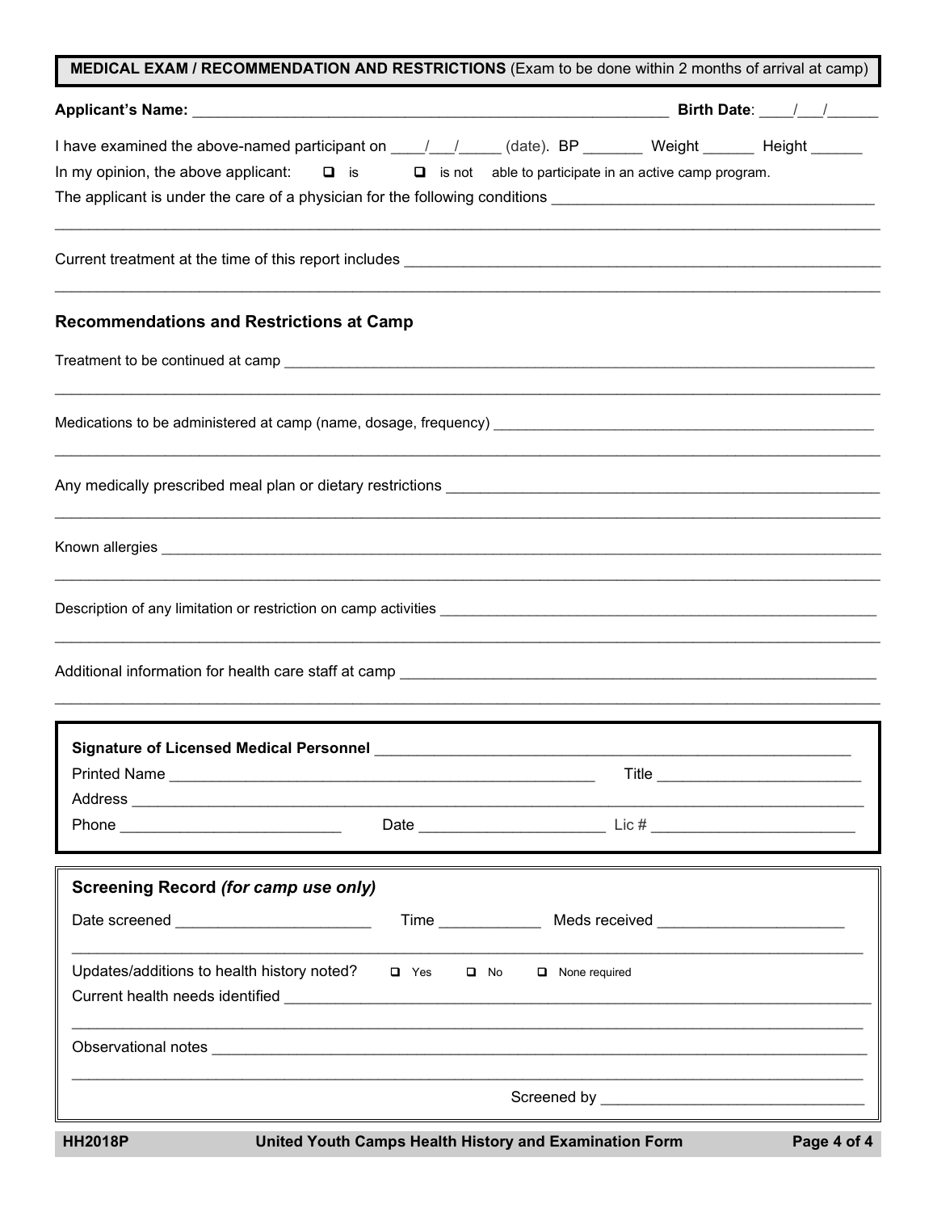**MEDICAL EXAM / RECOMMENDATION AND RESTRICTIONS** (Exam to be done within 2 months of arrival at camp)

**Applicant's Name:** ____________________________________________________________ **Birth Date**: ____/___/______

I have examined the above-named participant on ____/___/_____ (date). BP _______ Weight ______ Height ______

In my opinion, the above applicant: ☐ is ☐ is not able to participate in an active camp program.

The applicant is under the care of a physician for the following conditions ______________________________________

______________________________________________________________________________________________

Current treatment at the time of this report includes __________________________________________________________

______________________________________________________________________________________________

### Recommendations and Restrictions at Camp

Treatment to be continued at camp ____________________________________________________________________________

______________________________________________________________________________________________

Medications to be administered at camp (name, dosage, frequency) ______________________________________________

______________________________________________________________________________________________

Any medically prescribed meal plan or dietary restrictions ____________________________________________________

______________________________________________________________________________________________

Known allergies ______________________________________________________________________________________

______________________________________________________________________________________________

Description of any limitation or restriction on camp activities __________________________________________________

______________________________________________________________________________________________

Additional information for health care staff at camp ___________________________________________________________

______________________________________________________________________________________________

**Signature of Licensed Medical Personnel** ________________________________________________________

Printed Name ____________________________________________________ Title ________________________

Address __________________________________________________________________________________________

Phone __________________________ Date ______________________ Lic # ________________________

### Screening Record *(for camp use only)*

Date screened _______________________ Time ____________ Meds received ______________________

______________________________________________________________________________________________

Updates/additions to health history noted? ☐ Yes ☐ No ☐ None required

Current health needs identified ______________________________________________________________________

______________________________________________________________________________________________

Observational notes ____________________________________________________________________________

______________________________________________________________________________________________

Screened by ______________________________